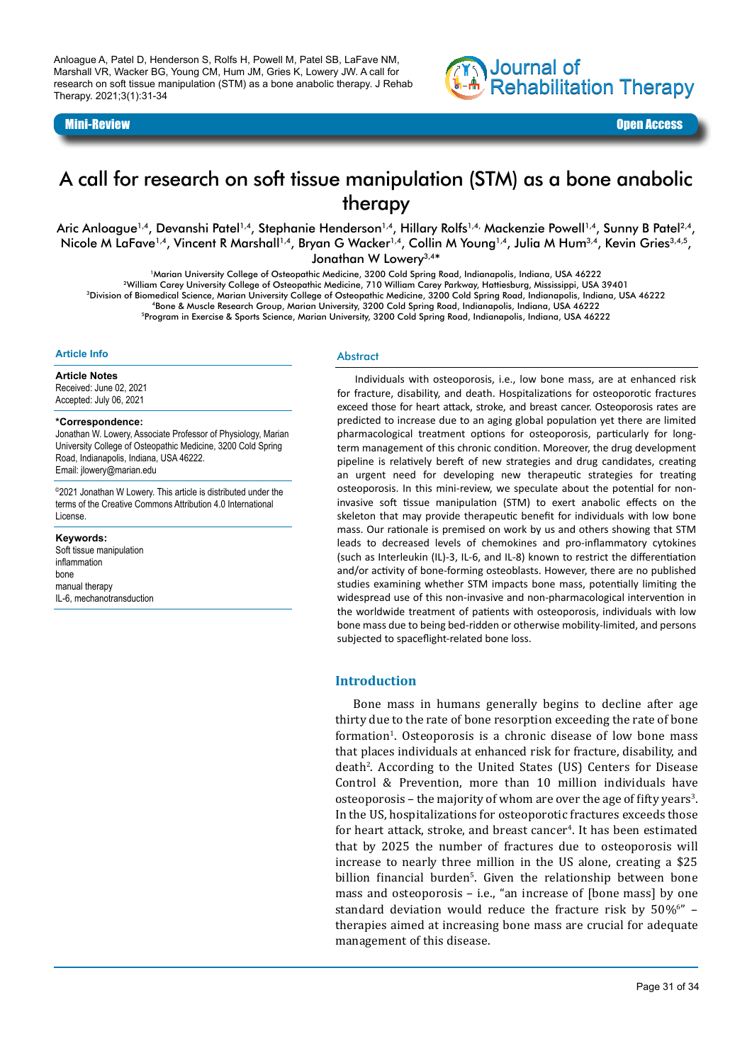Anloague A, Patel D, Henderson S, Rolfs H, Powell M, Patel SB, LaFave NM, Marshall VR, Wacker BG, Young CM, Hum JM, Gries K, Lowery JW. A call for research on soft tissue manipulation (STM) as a bone anabolic therapy. J Rehab Therapy. 2021;3(1):31-34

**Mini-Review** | **Open Access**

# A call for research on soft tissue manipulation (STM) as a bone anabolic therapy

Aric Anloague[1,4], Devanshi Patel[1,4], Stephanie Henderson[1,4], Hillary Rolfs[1,4], Mackenzie Powell[1,4], Sunny B Patel[2,4], Nicole M LaFave[1,4], Vincent R Marshall[1,4], Bryan G Wacker[1,4], Collin M Young[1,4], Julia M Hum[3,4], Kevin Gries[3,4,5], Jonathan W Lowery[3,4]*

[1]Marian University College of Osteopathic Medicine, 3200 Cold Spring Road, Indianapolis, Indiana, USA 46222
[2]William Carey University College of Osteopathic Medicine, 710 William Carey Parkway, Hattiesburg, Mississippi, USA 39401
[3]Division of Biomedical Science, Marian University College of Osteopathic Medicine, 3200 Cold Spring Road, Indianapolis, Indiana, USA 46222
[4]Bone & Muscle Research Group, Marian University, 3200 Cold Spring Road, Indianapolis, Indiana, USA 46222
[5]Program in Exercise & Sports Science, Marian University, 3200 Cold Spring Road, Indianapolis, Indiana, USA 46222

## Article Info

**Article Notes**
Received: June 02, 2021
Accepted: July 06, 2021

**\*Correspondence:**
Jonathan W. Lowery, Associate Professor of Physiology, Marian University College of Osteopathic Medicine, 3200 Cold Spring Road, Indianapolis, Indiana, USA 46222.
Email: jlowery@marian.edu

©2021 Jonathan W Lowery. This article is distributed under the terms of the Creative Commons Attribution 4.0 International License.

**Keywords:**
Soft tissue manipulation
inflammation
bone
manual therapy
IL-6, mechanotransduction

## Abstract

Individuals with osteoporosis, i.e., low bone mass, are at enhanced risk for fracture, disability, and death. Hospitalizations for osteoporotic fractures exceed those for heart attack, stroke, and breast cancer. Osteoporosis rates are predicted to increase due to an aging global population yet there are limited pharmacological treatment options for osteoporosis, particularly for long-term management of this chronic condition. Moreover, the drug development pipeline is relatively bereft of new strategies and drug candidates, creating an urgent need for developing new therapeutic strategies for treating osteoporosis. In this mini-review, we speculate about the potential for non-invasive soft tissue manipulation (STM) to exert anabolic effects on the skeleton that may provide therapeutic benefit for individuals with low bone mass. Our rationale is premised on work by us and others showing that STM leads to decreased levels of chemokines and pro-inflammatory cytokines (such as Interleukin (IL)-3, IL-6, and IL-8) known to restrict the differentiation and/or activity of bone-forming osteoblasts. However, there are no published studies examining whether STM impacts bone mass, potentially limiting the widespread use of this non-invasive and non-pharmacological intervention in the worldwide treatment of patients with osteoporosis, individuals with low bone mass due to being bed-ridden or otherwise mobility-limited, and persons subjected to spaceflight-related bone loss.

## Introduction

Bone mass in humans generally begins to decline after age thirty due to the rate of bone resorption exceeding the rate of bone formation[1]. Osteoporosis is a chronic disease of low bone mass that places individuals at enhanced risk for fracture, disability, and death[2]. According to the United States (US) Centers for Disease Control & Prevention, more than 10 million individuals have osteoporosis – the majority of whom are over the age of fifty years[3]. In the US, hospitalizations for osteoporotic fractures exceeds those for heart attack, stroke, and breast cancer[4]. It has been estimated that by 2025 the number of fractures due to osteoporosis will increase to nearly three million in the US alone, creating a $25 billion financial burden[5]. Given the relationship between bone mass and osteoporosis – i.e., "an increase of [bone mass] by one standard deviation would reduce the fracture risk by 50%[6]" – therapies aimed at increasing bone mass are crucial for adequate management of this disease.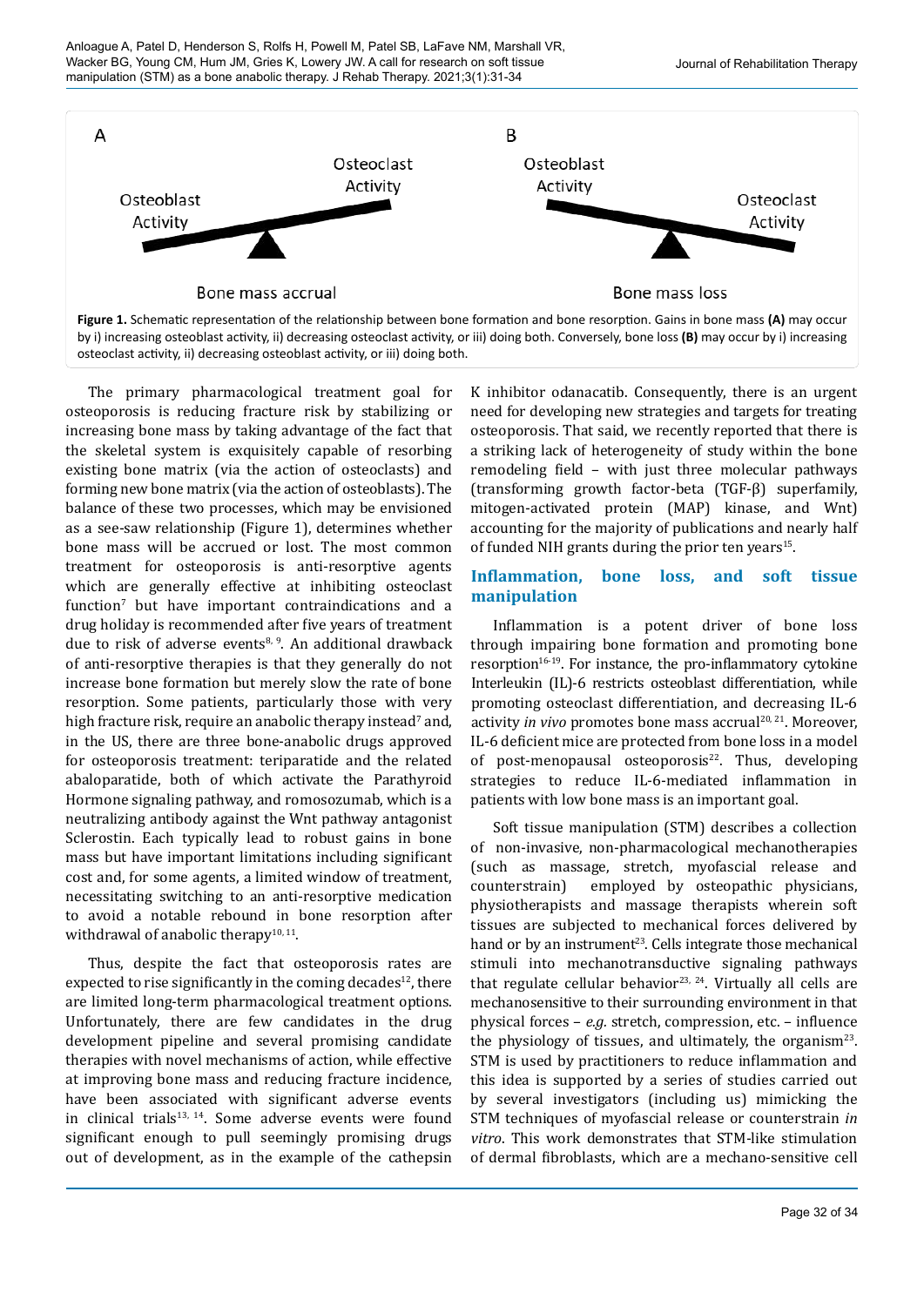**Figure 1.** Schematic representation of the relationship between bone formation and bone resorption. Gains in bone mass **(A)** may occur by i) increasing osteoblast activity, ii) decreasing osteoclast activity, or iii) doing both. Conversely, bone loss **(B)** may occur by i) increasing osteoclast activity, ii) decreasing osteoblast activity, or iii) doing both.

The primary pharmacological treatment goal for osteoporosis is reducing fracture risk by stabilizing or increasing bone mass by taking advantage of the fact that the skeletal system is exquisitely capable of resorbing existing bone matrix (via the action of osteoclasts) and forming new bone matrix (via the action of osteoblasts). The balance of these two processes, which may be envisioned as a see-saw relationship (Figure 1), determines whether bone mass will be accrued or lost. The most common treatment for osteoporosis is anti-resorptive agents which are generally effective at inhibiting osteoclast function[7] but have important contraindications and a drug holiday is recommended after five years of treatment due to risk of adverse events[8, 9]. An additional drawback of anti-resorptive therapies is that they generally do not increase bone formation but merely slow the rate of bone resorption. Some patients, particularly those with very high fracture risk, require an anabolic therapy instead[7] and, in the US, there are three bone-anabolic drugs approved for osteoporosis treatment: teriparatide and the related abaloparatide, both of which activate the Parathyroid Hormone signaling pathway, and romosozumab, which is a neutralizing antibody against the Wnt pathway antagonist Sclerostin. Each typically lead to robust gains in bone mass but have important limitations including significant cost and, for some agents, a limited window of treatment, necessitating switching to an anti-resorptive medication to avoid a notable rebound in bone resorption after withdrawal of anabolic therapy[10, 11].

Thus, despite the fact that osteoporosis rates are expected to rise significantly in the coming decades[12], there are limited long-term pharmacological treatment options. Unfortunately, there are few candidates in the drug development pipeline and several promising candidate therapies with novel mechanisms of action, while effective at improving bone mass and reducing fracture incidence, have been associated with significant adverse events in clinical trials[13, 14]. Some adverse events were found significant enough to pull seemingly promising drugs out of development, as in the example of the cathepsin K inhibitor odanacatib. Consequently, there is an urgent need for developing new strategies and targets for treating osteoporosis. That said, we recently reported that there is a striking lack of heterogeneity of study within the bone remodeling field – with just three molecular pathways (transforming growth factor-beta (TGF-β) superfamily, mitogen-activated protein (MAP) kinase, and Wnt) accounting for the majority of publications and nearly half of funded NIH grants during the prior ten years[15].

## Inflammation, bone loss, and soft tissue manipulation

Inflammation is a potent driver of bone loss through impairing bone formation and promoting bone resorption[16-19]. For instance, the pro-inflammatory cytokine Interleukin (IL)-6 restricts osteoblast differentiation, while promoting osteoclast differentiation, and decreasing IL-6 activity *in vivo* promotes bone mass accrual[20, 21]. Moreover, IL-6 deficient mice are protected from bone loss in a model of post-menopausal osteoporosis[22]. Thus, developing strategies to reduce IL-6-mediated inflammation in patients with low bone mass is an important goal.

Soft tissue manipulation (STM) describes a collection of non-invasive, non-pharmacological mechanotherapies (such as massage, stretch, myofascial release and counterstrain) employed by osteopathic physicians, physiotherapists and massage therapists wherein soft tissues are subjected to mechanical forces delivered by hand or by an instrument[23]. Cells integrate those mechanical stimuli into mechanotransductive signaling pathways that regulate cellular behavior[23, 24]. Virtually all cells are mechanosensitive to their surrounding environment in that physical forces – *e.g.* stretch, compression, etc. – influence the physiology of tissues, and ultimately, the organism[23]. STM is used by practitioners to reduce inflammation and this idea is supported by a series of studies carried out by several investigators (including us) mimicking the STM techniques of myofascial release or counterstrain *in vitro*. This work demonstrates that STM-like stimulation of dermal fibroblasts, which are a mechano-sensitive cell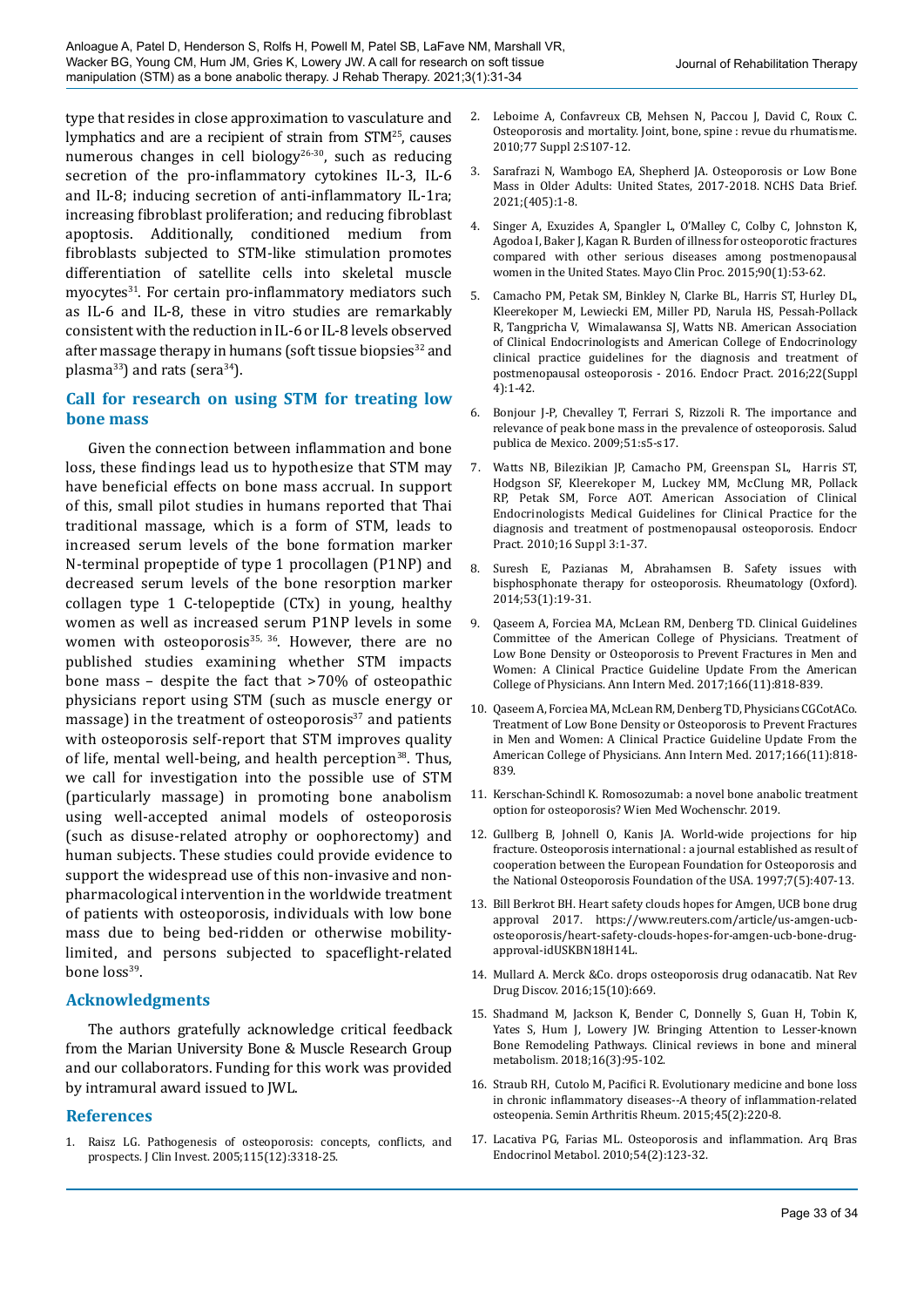type that resides in close approximation to vasculature and lymphatics and are a recipient of strain from STM[25], causes numerous changes in cell biology[26-30], such as reducing secretion of the pro-inflammatory cytokines IL-3, IL-6 and IL-8; inducing secretion of anti-inflammatory IL-1ra; increasing fibroblast proliferation; and reducing fibroblast apoptosis. Additionally, conditioned medium from fibroblasts subjected to STM-like stimulation promotes differentiation of satellite cells into skeletal muscle myocytes[31]. For certain pro-inflammatory mediators such as IL-6 and IL-8, these in vitro studies are remarkably consistent with the reduction in IL-6 or IL-8 levels observed after massage therapy in humans (soft tissue biopsies[32] and plasma[33]) and rats (sera[34]).

## Call for research on using STM for treating low bone mass

Given the connection between inflammation and bone loss, these findings lead us to hypothesize that STM may have beneficial effects on bone mass accrual. In support of this, small pilot studies in humans reported that Thai traditional massage, which is a form of STM, leads to increased serum levels of the bone formation marker N-terminal propeptide of type 1 procollagen (P1NP) and decreased serum levels of the bone resorption marker collagen type 1 C-telopeptide (CTx) in young, healthy women as well as increased serum P1NP levels in some women with osteoporosis[35, 36]. However, there are no published studies examining whether STM impacts bone mass – despite the fact that >70% of osteopathic physicians report using STM (such as muscle energy or massage) in the treatment of osteoporosis[37] and patients with osteoporosis self-report that STM improves quality of life, mental well-being, and health perception[38]. Thus, we call for investigation into the possible use of STM (particularly massage) in promoting bone anabolism using well-accepted animal models of osteoporosis (such as disuse-related atrophy or oophorectomy) and human subjects. These studies could provide evidence to support the widespread use of this non-invasive and non-pharmacological intervention in the worldwide treatment of patients with osteoporosis, individuals with low bone mass due to being bed-ridden or otherwise mobility-limited, and persons subjected to spaceflight-related bone loss[39].

## Acknowledgments

The authors gratefully acknowledge critical feedback from the Marian University Bone & Muscle Research Group and our collaborators. Funding for this work was provided by intramural award issued to JWL.

## References

1. Raisz LG. Pathogenesis of osteoporosis: concepts, conflicts, and prospects. J Clin Invest. 2005;115(12):3318-25.
2. Leboime A, Confavreux CB, Mehsen N, Paccou J, David C, Roux C. Osteoporosis and mortality. Joint, bone, spine : revue du rhumatisme. 2010;77 Suppl 2:S107-12.
3. Sarafrazi N, Wambogo EA, Shepherd JA. Osteoporosis or Low Bone Mass in Older Adults: United States, 2017-2018. NCHS Data Brief. 2021;(405):1-8.
4. Singer A, Exuzides A, Spangler L, O'Malley C, Colby C, Johnston K, Agodoa I, Baker J, Kagan R. Burden of illness for osteoporotic fractures compared with other serious diseases among postmenopausal women in the United States. Mayo Clin Proc. 2015;90(1):53-62.
5. Camacho PM, Petak SM, Binkley N, Clarke BL, Harris ST, Hurley DL, Kleerekoper M, Lewiecki EM, Miller PD, Narula HS, Pessah-Pollack R, Tangpricha V, Wimalawansa SJ, Watts NB. American Association of Clinical Endocrinologists and American College of Endocrinology clinical practice guidelines for the diagnosis and treatment of postmenopausal osteoporosis - 2016. Endocr Pract. 2016;22(Suppl 4):1-42.
6. Bonjour J-P, Chevalley T, Ferrari S, Rizzoli R. The importance and relevance of peak bone mass in the prevalence of osteoporosis. Salud publica de Mexico. 2009;51:s5-s17.
7. Watts NB, Bilezikian JP, Camacho PM, Greenspan SL, Harris ST, Hodgson SF, Kleerekoper M, Luckey MM, McClung MR, Pollack RP, Petak SM, Force AOT. American Association of Clinical Endocrinologists Medical Guidelines for Clinical Practice for the diagnosis and treatment of postmenopausal osteoporosis. Endocr Pract. 2010;16 Suppl 3:1-37.
8. Suresh E, Pazianas M, Abrahamsen B. Safety issues with bisphosphonate therapy for osteoporosis. Rheumatology (Oxford). 2014;53(1):19-31.
9. Qaseem A, Forciea MA, McLean RM, Denberg TD. Clinical Guidelines Committee of the American College of Physicians. Treatment of Low Bone Density or Osteoporosis to Prevent Fractures in Men and Women: A Clinical Practice Guideline Update From the American College of Physicians. Ann Intern Med. 2017;166(11):818-839.
10. Qaseem A, Forciea MA, McLean RM, Denberg TD, Physicians CGCotACo. Treatment of Low Bone Density or Osteoporosis to Prevent Fractures in Men and Women: A Clinical Practice Guideline Update From the American College of Physicians. Ann Intern Med. 2017;166(11):818-839.
11. Kerschan-Schindl K. Romosozumab: a novel bone anabolic treatment option for osteoporosis? Wien Med Wochenschr. 2019.
12. Gullberg B, Johnell O, Kanis JA. World-wide projections for hip fracture. Osteoporosis international : a journal established as result of cooperation between the European Foundation for Osteoporosis and the National Osteoporosis Foundation of the USA. 1997;7(5):407-13.
13. Bill Berkrot BH. Heart safety clouds hopes for Amgen, UCB bone drug approval 2017. https://www.reuters.com/article/us-amgen-ucb-osteoporosis/heart-safety-clouds-hopes-for-amgen-ucb-bone-drug-approval-idUSKBN18H14L.
14. Mullard A. Merck &Co. drops osteoporosis drug odanacatib. Nat Rev Drug Discov. 2016;15(10):669.
15. Shadmand M, Jackson K, Bender C, Donnelly S, Guan H, Tobin K, Yates S, Hum J, Lowery JW. Bringing Attention to Lesser-known Bone Remodeling Pathways. Clinical reviews in bone and mineral metabolism. 2018;16(3):95-102.
16. Straub RH, Cutolo M, Pacifici R. Evolutionary medicine and bone loss in chronic inflammatory diseases--A theory of inflammation-related osteopenia. Semin Arthritis Rheum. 2015;45(2):220-8.
17. Lacativa PG, Farias ML. Osteoporosis and inflammation. Arq Bras Endocrinol Metabol. 2010;54(2):123-32.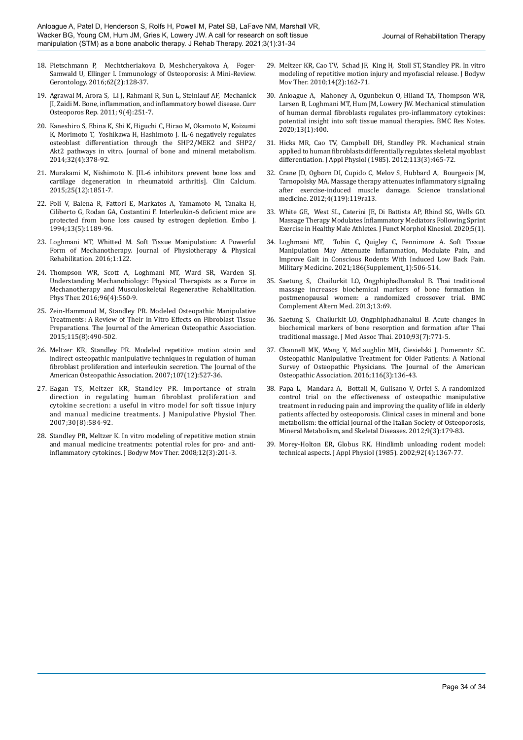18. Pietschmann P, Mechtcheriakova D, Meshcheryakova A, Foger-Samwald U, Ellinger I. Immunology of Osteoporosis: A Mini-Review. Gerontology. 2016;62(2):128-37.
19. Agrawal M, Arora S, Li J, Rahmani R, Sun L, Steinlauf AF, Mechanick JI, Zaidi M. Bone, inflammation, and inflammatory bowel disease. Curr Osteoporos Rep. 2011; 9(4):251-7.
20. Kaneshiro S, Ebina K, Shi K, Higuchi C, Hirao M, Okamoto M, Koizumi K, Morimoto T, Yoshikawa H, Hashimoto J. IL-6 negatively regulates osteoblast differentiation through the SHP2/MEK2 and SHP2/Akt2 pathways in vitro. Journal of bone and mineral metabolism. 2014;32(4):378-92.
21. Murakami M, Nishimoto N. [IL-6 inhibitors prevent bone loss and cartilage degeneration in rheumatoid arthritis]. Clin Calcium. 2015;25(12):1851-7.
22. Poli V, Balena R, Fattori E, Markatos A, Yamamoto M, Tanaka H, Ciliberto G, Rodan GA, Costantini F. Interleukin-6 deficient mice are protected from bone loss caused by estrogen depletion. Embo J. 1994;13(5):1189-96.
23. Loghmani MT, Whitted M. Soft Tissue Manipulation: A Powerful Form of Mechanotherapy. Journal of Physiotherapy & Physical Rehabilitation. 2016;1:122.
24. Thompson WR, Scott A, Loghmani MT, Ward SR, Warden SJ. Understanding Mechanobiology: Physical Therapists as a Force in Mechanotherapy and Musculoskeletal Regenerative Rehabilitation. Phys Ther. 2016;96(4):560-9.
25. Zein-Hammoud M, Standley PR. Modeled Osteopathic Manipulative Treatments: A Review of Their in Vitro Effects on Fibroblast Tissue Preparations. The Journal of the American Osteopathic Association. 2015;115(8):490-502.
26. Meltzer KR, Standley PR. Modeled repetitive motion strain and indirect osteopathic manipulative techniques in regulation of human fibroblast proliferation and interleukin secretion. The Journal of the American Osteopathic Association. 2007;107(12):527-36.
27. Eagan TS, Meltzer KR, Standley PR. Importance of strain direction in regulating human fibroblast proliferation and cytokine secretion: a useful in vitro model for soft tissue injury and manual medicine treatments. J Manipulative Physiol Ther. 2007;30(8):584-92.
28. Standley PR, Meltzer K. In vitro modeling of repetitive motion strain and manual medicine treatments: potential roles for pro- and anti-inflammatory cytokines. J Bodyw Mov Ther. 2008;12(3):201-3.
29. Meltzer KR, Cao TV, Schad JF, King H, Stoll ST, Standley PR. In vitro modeling of repetitive motion injury and myofascial release. J Bodyw Mov Ther. 2010;14(2):162-71.
30. Anloague A, Mahoney A, Ogunbekun O, Hiland TA, Thompson WR, Larsen B, Loghmani MT, Hum JM, Lowery JW. Mechanical stimulation of human dermal fibroblasts regulates pro-inflammatory cytokines: potential insight into soft tissue manual therapies. BMC Res Notes. 2020;13(1):400.
31. Hicks MR, Cao TV, Campbell DH, Standley PR. Mechanical strain applied to human fibroblasts differentially regulates skeletal myoblast differentiation. J Appl Physiol (1985). 2012;113(3):465-72.
32. Crane JD, Ogborn DI, Cupido C, Melov S, Hubbard A, Bourgeois JM, Tarnopolsky MA. Massage therapy attenuates inflammatory signaling after exercise-induced muscle damage. Science translational medicine. 2012;4(119):119ra13.
33. White GE, West SL, Caterini JE, Di Battista AP, Rhind SG, Wells GD. Massage Therapy Modulates Inflammatory Mediators Following Sprint Exercise in Healthy Male Athletes. J Funct Morphol Kinesiol. 2020;5(1).
34. Loghmani MT, Tobin C, Quigley C, Fennimore A. Soft Tissue Manipulation May Attenuate Inflammation, Modulate Pain, and Improve Gait in Conscious Rodents With Induced Low Back Pain. Military Medicine. 2021;186(Supplement_1):506-514.
35. Saetung S, Chailurkit LO, Ongphiphadhanakul B. Thai traditional massage increases biochemical markers of bone formation in postmenopausal women: a randomized crossover trial. BMC Complement Altern Med. 2013;13:69.
36. Saetung S, Chailurkit LO, Ongphiphadhanakul B. Acute changes in biochemical markers of bone resorption and formation after Thai traditional massage. J Med Assoc Thai. 2010;93(7):771-5.
37. Channell MK, Wang Y, McLaughlin MH, Ciesielski J, Pomerantz SC. Osteopathic Manipulative Treatment for Older Patients: A National Survey of Osteopathic Physicians. The Journal of the American Osteopathic Association. 2016;116(3):136-43.
38. Papa L, Mandara A, Bottali M, Gulisano V, Orfei S. A randomized control trial on the effectiveness of osteopathic manipulative treatment in reducing pain and improving the quality of life in elderly patients affected by osteoporosis. Clinical cases in mineral and bone metabolism: the official journal of the Italian Society of Osteoporosis, Mineral Metabolism, and Skeletal Diseases. 2012;9(3):179-83.
39. Morey-Holton ER, Globus RK. Hindlimb unloading rodent model: technical aspects. J Appl Physiol (1985). 2002;92(4):1367-77.